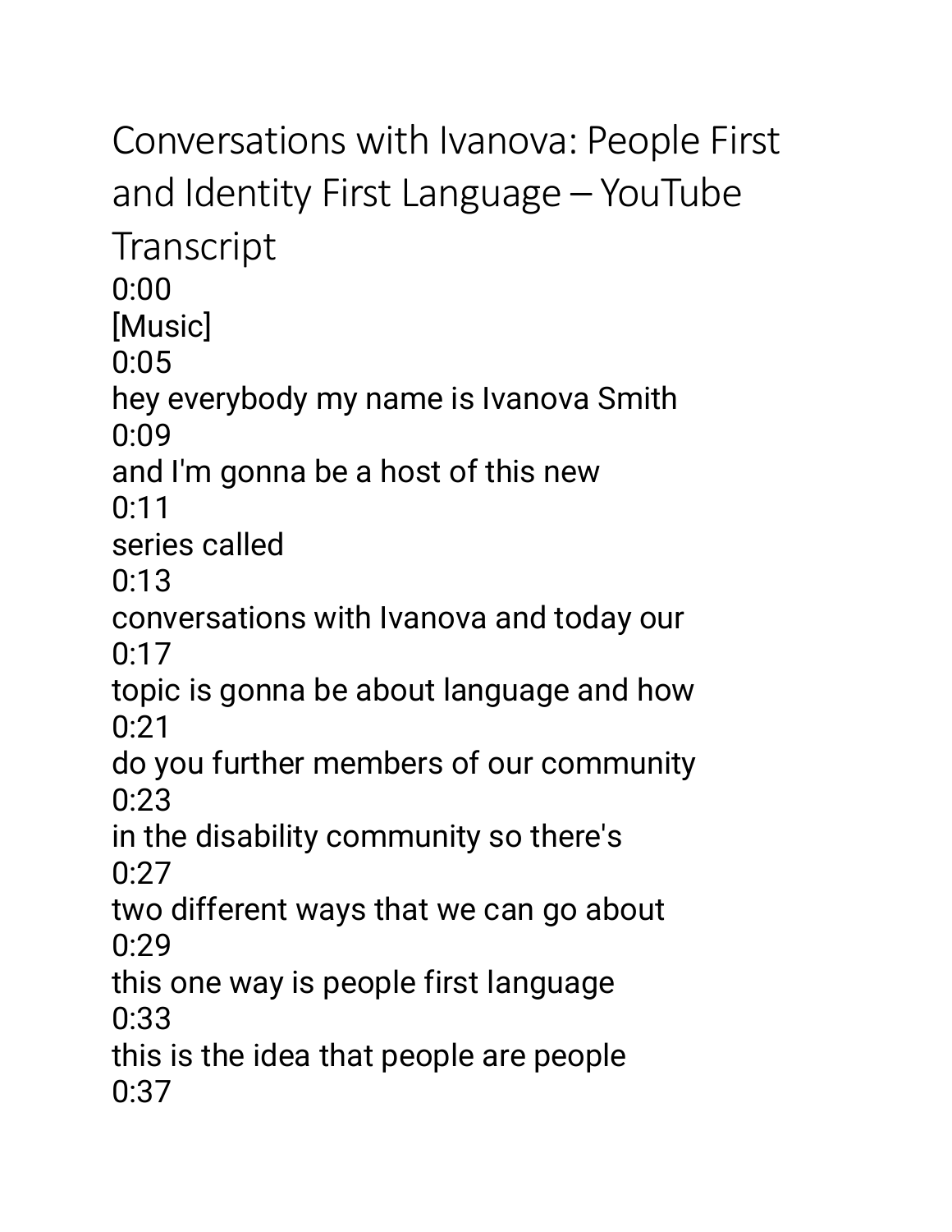# Conversations with Ivanova: People First and Identity First Language – YouTube Transcript

0:00

[Music]

0:05

hey everybody my name is Ivanova Smith

0:09

and I'm gonna be a host of this new

0:11

series called

0:13

conversations with Ivanova and today our

0:17

topic is gonna be about language and how

0:21

do you further members of our community

0:23

in the disability community so there's

0:27

two different ways that we can go about

0:29

this one way is people first language

0:33

this is the idea that people are people

0:37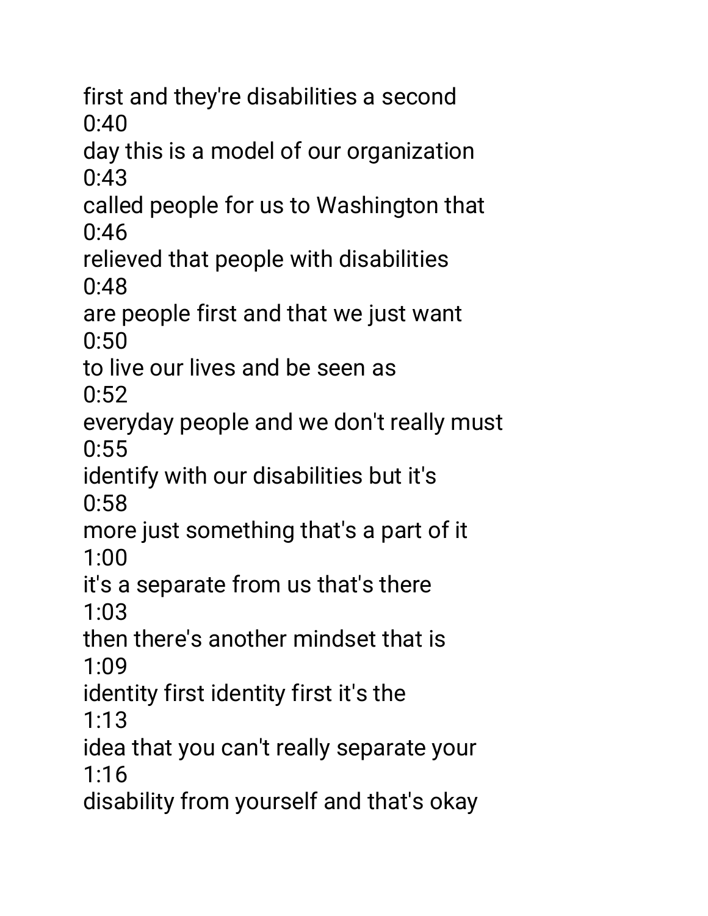first and they're disabilities a second
0:40
day this is a model of our organization
0:43
called people for us to Washington that
0:46
relieved that people with disabilities
0:48
are people first and that we just want
0:50
to live our lives and be seen as
0:52
everyday people and we don't really must
0:55
identify with our disabilities but it's
0:58
more just something that's a part of it
1:00
it's a separate from us that's there
1:03
then there's another mindset that is
1:09
identity first identity first it's the
1:13
idea that you can't really separate your
1:16
disability from yourself and that's okay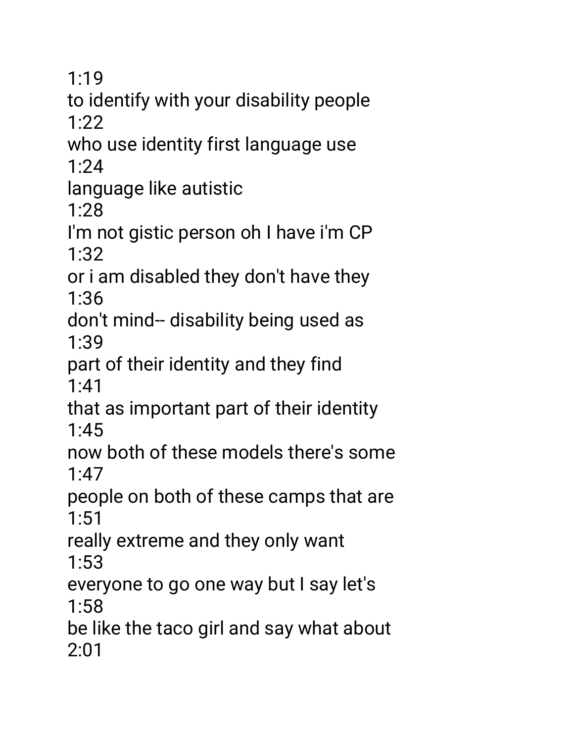1:19

to identify with your disability people

1:22

who use identity first language use

1:24

language like autistic

1:28

I'm not gistic person oh I have i'm CP

1:32

or i am disabled they don't have they

1:36

don't mind-- disability being used as

1:39

part of their identity and they find

1:41

that as important part of their identity

1:45

now both of these models there's some

1:47

people on both of these camps that are

1:51

really extreme and they only want

1:53

everyone to go one way but I say let's

1:58

be like the taco girl and say what about

2:01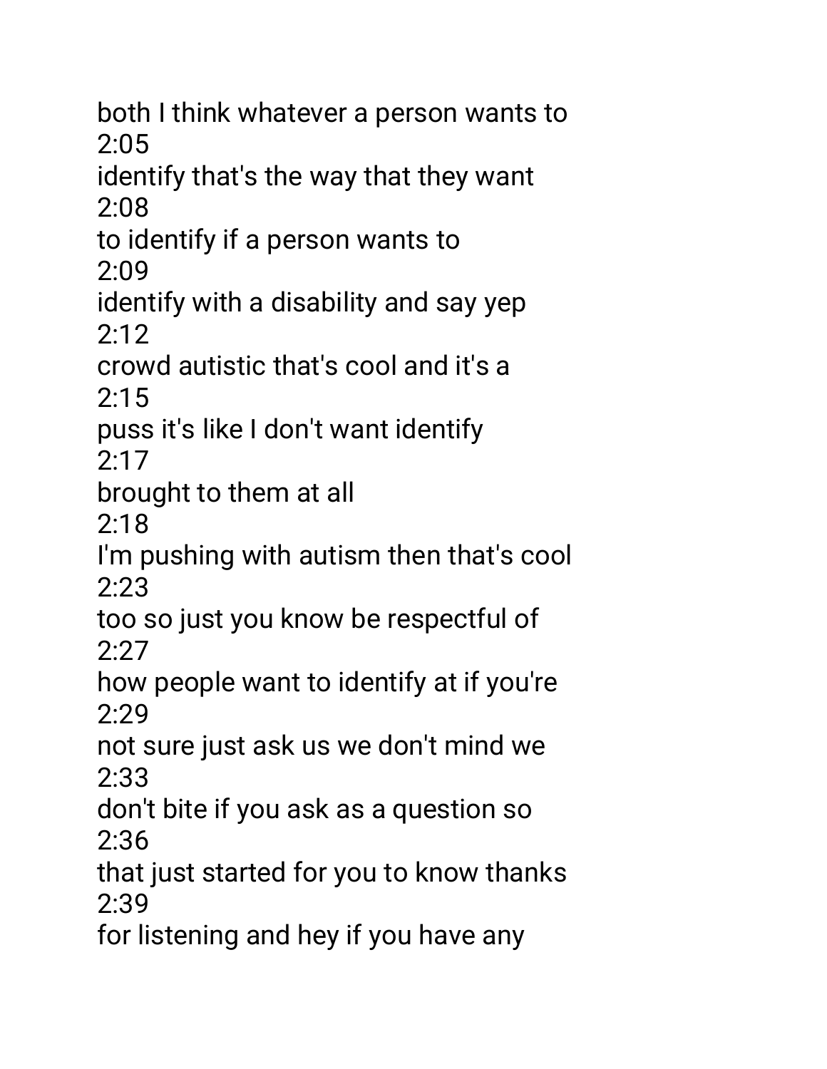both I think whatever a person wants to
2:05
identify that's the way that they want
2:08
to identify if a person wants to
2:09
identify with a disability and say yep
2:12
crowd autistic that's cool and it's a
2:15
puss it's like I don't want identify
2:17
brought to them at all
2:18
I'm pushing with autism then that's cool
2:23
too so just you know be respectful of
2:27
how people want to identify at if you're
2:29
not sure just ask us we don't mind we
2:33
don't bite if you ask as a question so
2:36
that just started for you to know thanks
2:39
for listening and hey if you have any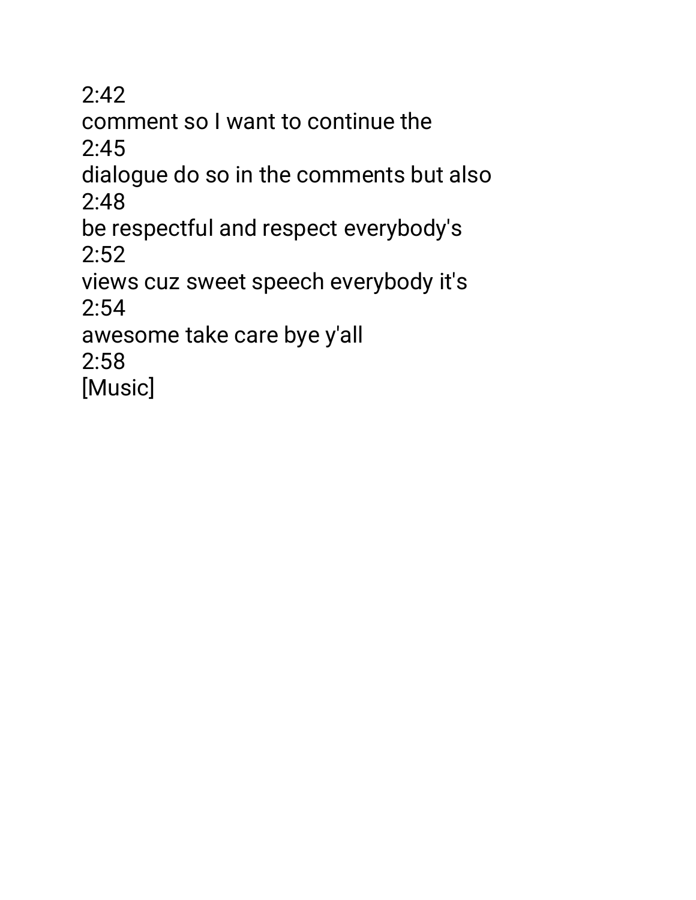2:42
comment so I want to continue the
2:45
dialogue do so in the comments but also
2:48
be respectful and respect everybody's
2:52
views cuz sweet speech everybody it's
2:54
awesome take care bye y'all
2:58
[Music]